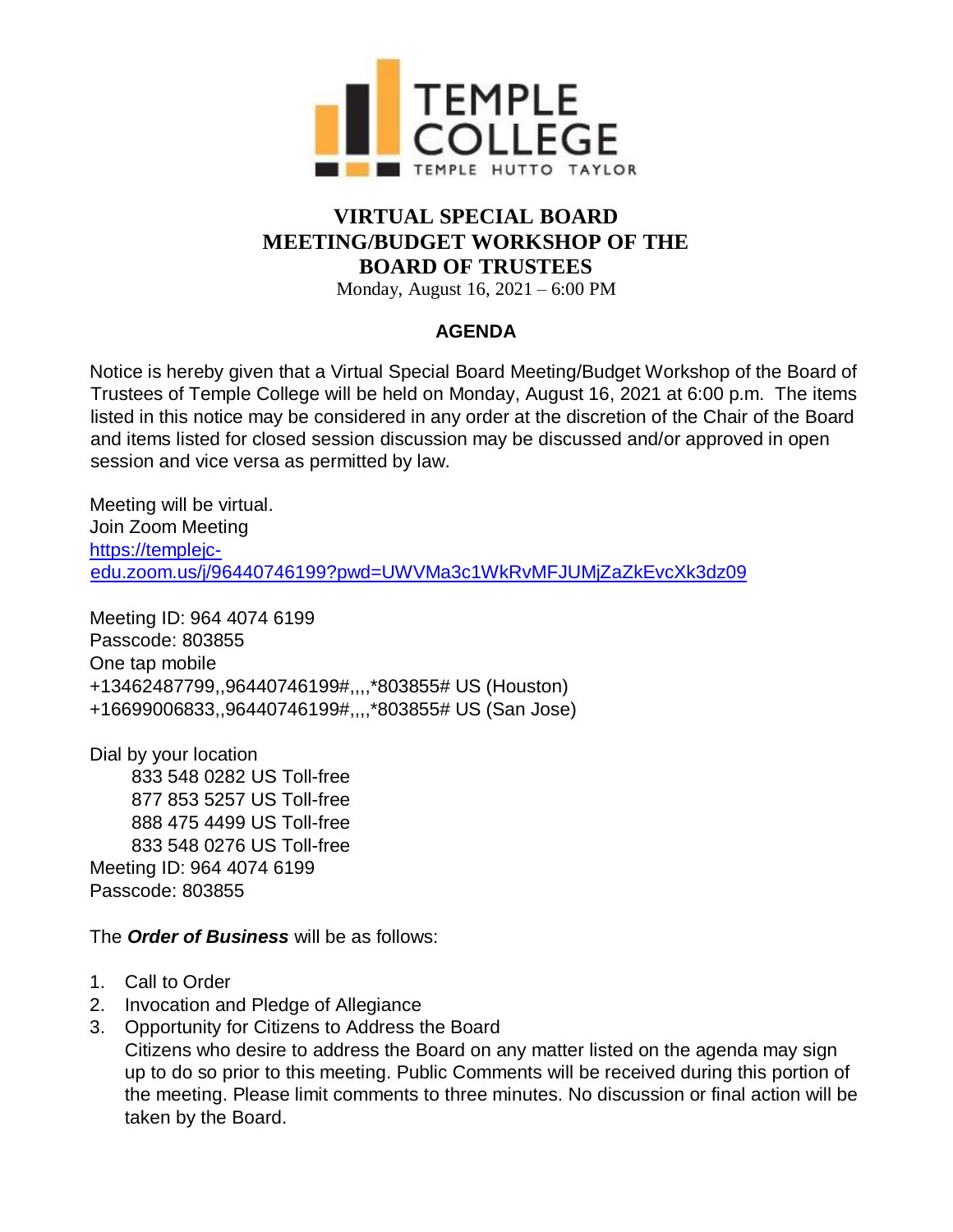TEMPLE COLLEGE
TEMPLE HUTTO TAYLOR

# VIRTUAL SPECIAL BOARD MEETING/BUDGET WORKSHOP OF THE BOARD OF TRUSTEES

Monday, August 16, 2021 – 6:00 PM

## AGENDA

Notice is hereby given that a Virtual Special Board Meeting/Budget Workshop of the Board of Trustees of Temple College will be held on Monday, August 16, 2021 at 6:00 p.m. The items listed in this notice may be considered in any order at the discretion of the Chair of the Board and items listed for closed session discussion may be discussed and/or approved in open session and vice versa as permitted by law.

Meeting will be virtual.
Join Zoom Meeting
[https://templejc-edu.zoom.us/j/96440746199?pwd=UWVMa3c1WkRvMFJUMjZaZkEvcXk3dz09](https://templejc-edu.zoom.us/j/96440746199?pwd=UWVMa3c1WkRvMFJUMjZaZkEvcXk3dz09)

Meeting ID: 964 4074 6199
Passcode: 803855
One tap mobile
+13462487799,,96440746199#,,,,*803855# US (Houston)
+16699006833,,96440746199#,,,,*803855# US (San Jose)

Dial by your location
833 548 0282 US Toll-free
877 853 5257 US Toll-free
888 475 4499 US Toll-free
833 548 0276 US Toll-free
Meeting ID: 964 4074 6199
Passcode: 803855

The ***Order of Business*** will be as follows:

1. Call to Order
2. Invocation and Pledge of Allegiance
3. Opportunity for Citizens to Address the Board
   Citizens who desire to address the Board on any matter listed on the agenda may sign up to do so prior to this meeting. Public Comments will be received during this portion of the meeting. Please limit comments to three minutes. No discussion or final action will be taken by the Board.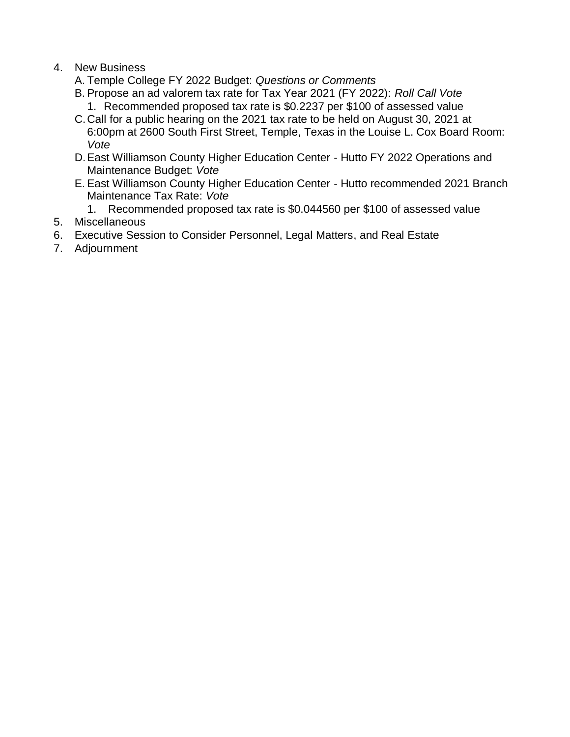4. New Business
   A. Temple College FY 2022 Budget: *Questions or Comments*
   B. Propose an ad valorem tax rate for Tax Year 2021 (FY 2022): *Roll Call Vote*
      1. Recommended proposed tax rate is $0.2237 per $100 of assessed value
   C. Call for a public hearing on the 2021 tax rate to be held on August 30, 2021 at 6:00pm at 2600 South First Street, Temple, Texas in the Louise L. Cox Board Room: *Vote*
   D. East Williamson County Higher Education Center - Hutto FY 2022 Operations and Maintenance Budget: *Vote*
   E. East Williamson County Higher Education Center - Hutto recommended 2021 Branch Maintenance Tax Rate: *Vote*
      1. Recommended proposed tax rate is $0.044560 per $100 of assessed value
5. Miscellaneous
6. Executive Session to Consider Personnel, Legal Matters, and Real Estate
7. Adjournment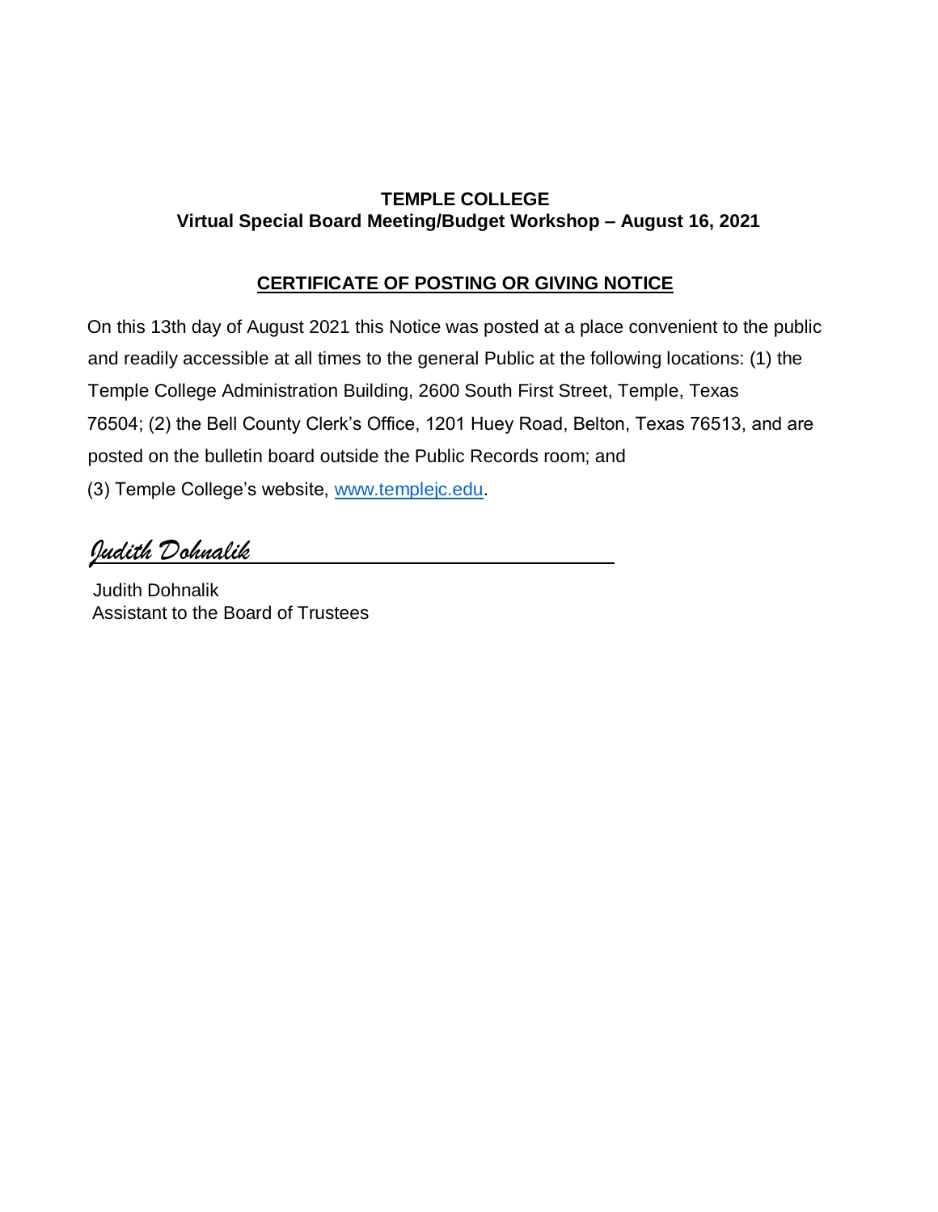**TEMPLE COLLEGE**
**Virtual Special Board Meeting/Budget Workshop – August 16, 2021**

**CERTIFICATE OF POSTING OR GIVING NOTICE**

On this 13th day of August 2021 this Notice was posted at a place convenient to the public and readily accessible at all times to the general Public at the following locations: (1) the Temple College Administration Building, 2600 South First Street, Temple, Texas 76504; (2) the Bell County Clerk's Office, 1201 Huey Road, Belton, Texas 76513, and are posted on the bulletin board outside the Public Records room; and (3) Temple College's website, www.templejc.edu.

*Judith Dohnalik*

Judith Dohnalik
Assistant to the Board of Trustees